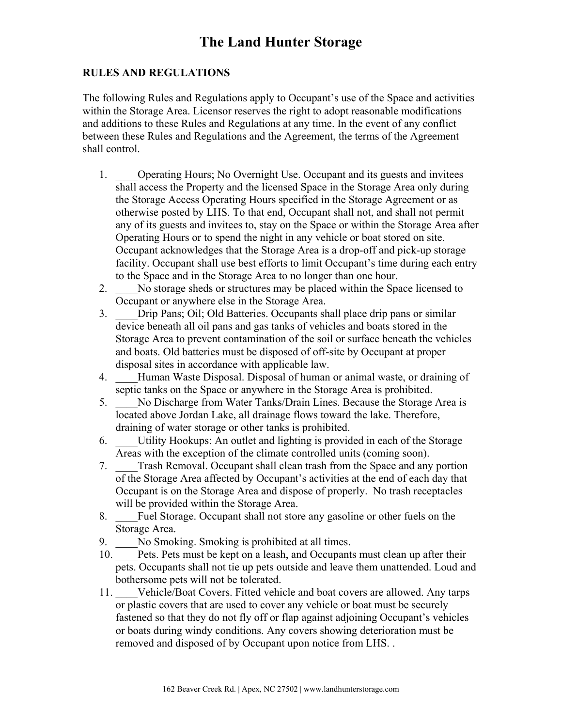# The Land Hunter Storage

**RULES AND REGULATIONS**

The following Rules and Regulations apply to Occupant's use of the Space and activities within the Storage Area. Licensor reserves the right to adopt reasonable modifications and additions to these Rules and Regulations at any time. In the event of any conflict between these Rules and Regulations and the Agreement, the terms of the Agreement shall control.

1. ____Operating Hours; No Overnight Use. Occupant and its guests and invitees shall access the Property and the licensed Space in the Storage Area only during the Storage Access Operating Hours specified in the Storage Agreement or as otherwise posted by LHS. To that end, Occupant shall not, and shall not permit any of its guests and invitees to, stay on the Space or within the Storage Area after Operating Hours or to spend the night in any vehicle or boat stored on site. Occupant acknowledges that the Storage Area is a drop-off and pick-up storage facility. Occupant shall use best efforts to limit Occupant's time during each entry to the Space and in the Storage Area to no longer than one hour.
2. ____No storage sheds or structures may be placed within the Space licensed to Occupant or anywhere else in the Storage Area.
3. ____Drip Pans; Oil; Old Batteries. Occupants shall place drip pans or similar device beneath all oil pans and gas tanks of vehicles and boats stored in the Storage Area to prevent contamination of the soil or surface beneath the vehicles and boats. Old batteries must be disposed of off-site by Occupant at proper disposal sites in accordance with applicable law.
4. ____Human Waste Disposal. Disposal of human or animal waste, or draining of septic tanks on the Space or anywhere in the Storage Area is prohibited.
5. ____No Discharge from Water Tanks/Drain Lines. Because the Storage Area is located above Jordan Lake, all drainage flows toward the lake. Therefore, draining of water storage or other tanks is prohibited.
6. ____Utility Hookups: An outlet and lighting is provided in each of the Storage Areas with the exception of the climate controlled units (coming soon).
7. ____Trash Removal. Occupant shall clean trash from the Space and any portion of the Storage Area affected by Occupant's activities at the end of each day that Occupant is on the Storage Area and dispose of properly. No trash receptacles will be provided within the Storage Area.
8. ____Fuel Storage. Occupant shall not store any gasoline or other fuels on the Storage Area.
9. ____No Smoking. Smoking is prohibited at all times.
10. ____Pets. Pets must be kept on a leash, and Occupants must clean up after their pets. Occupants shall not tie up pets outside and leave them unattended. Loud and bothersome pets will not be tolerated.
11. ____Vehicle/Boat Covers. Fitted vehicle and boat covers are allowed. Any tarps or plastic covers that are used to cover any vehicle or boat must be securely fastened so that they do not fly off or flap against adjoining Occupant's vehicles or boats during windy conditions. Any covers showing deterioration must be removed and disposed of by Occupant upon notice from LHS. .

162 Beaver Creek Rd. | Apex, NC 27502 | www.landhunterstorage.com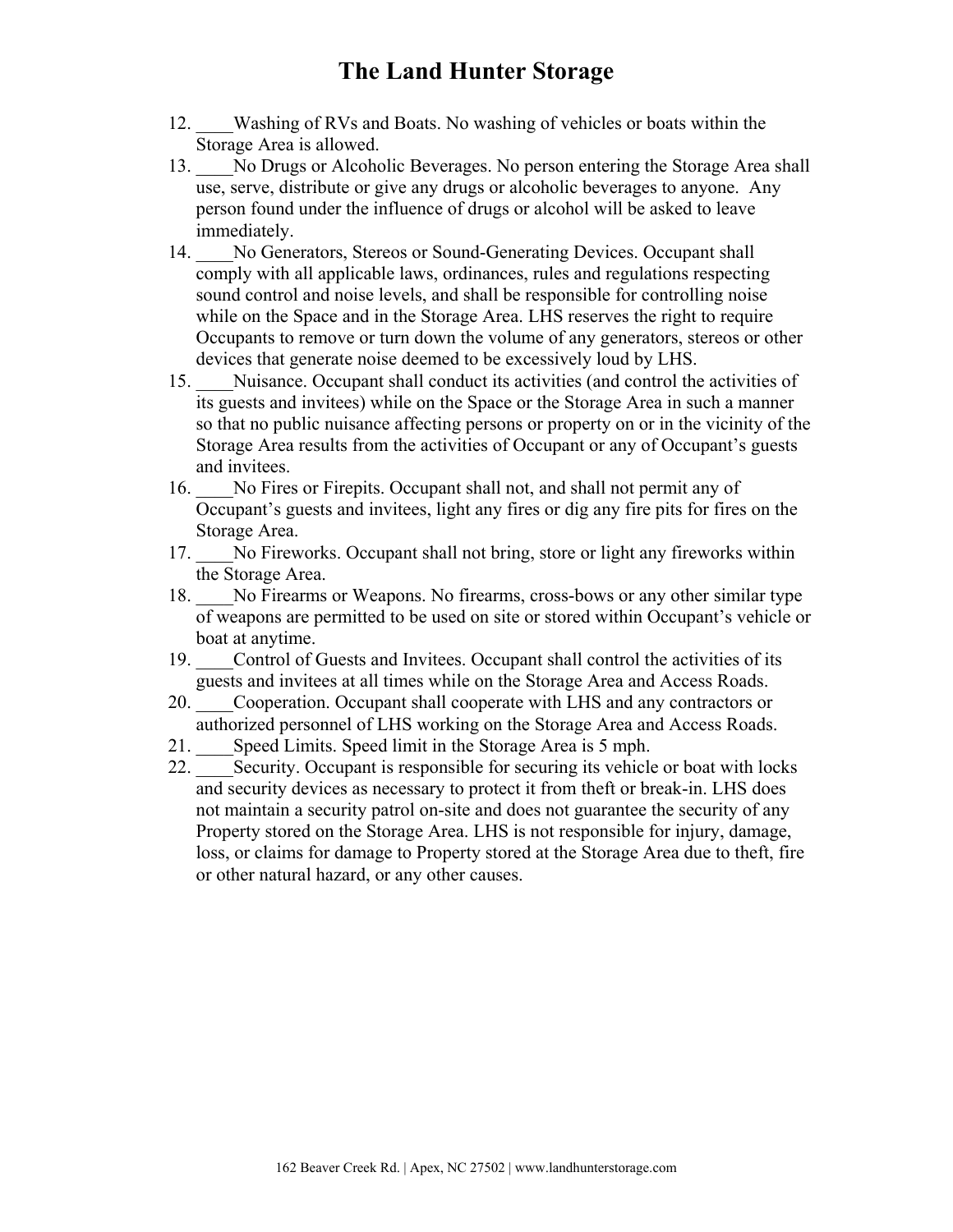# The Land Hunter Storage

12. ____Washing of RVs and Boats. No washing of vehicles or boats within the Storage Area is allowed.
13. ____No Drugs or Alcoholic Beverages. No person entering the Storage Area shall use, serve, distribute or give any drugs or alcoholic beverages to anyone. Any person found under the influence of drugs or alcohol will be asked to leave immediately.
14. ____No Generators, Stereos or Sound-Generating Devices. Occupant shall comply with all applicable laws, ordinances, rules and regulations respecting sound control and noise levels, and shall be responsible for controlling noise while on the Space and in the Storage Area. LHS reserves the right to require Occupants to remove or turn down the volume of any generators, stereos or other devices that generate noise deemed to be excessively loud by LHS.
15. ____Nuisance. Occupant shall conduct its activities (and control the activities of its guests and invitees) while on the Space or the Storage Area in such a manner so that no public nuisance affecting persons or property on or in the vicinity of the Storage Area results from the activities of Occupant or any of Occupant's guests and invitees.
16. ____No Fires or Firepits. Occupant shall not, and shall not permit any of Occupant's guests and invitees, light any fires or dig any fire pits for fires on the Storage Area.
17. ____No Fireworks. Occupant shall not bring, store or light any fireworks within the Storage Area.
18. ____No Firearms or Weapons. No firearms, cross-bows or any other similar type of weapons are permitted to be used on site or stored within Occupant's vehicle or boat at anytime.
19. ____Control of Guests and Invitees. Occupant shall control the activities of its guests and invitees at all times while on the Storage Area and Access Roads.
20. ____Cooperation. Occupant shall cooperate with LHS and any contractors or authorized personnel of LHS working on the Storage Area and Access Roads.
21. ____Speed Limits. Speed limit in the Storage Area is 5 mph.
22. ____Security. Occupant is responsible for securing its vehicle or boat with locks and security devices as necessary to protect it from theft or break-in. LHS does not maintain a security patrol on-site and does not guarantee the security of any Property stored on the Storage Area. LHS is not responsible for injury, damage, loss, or claims for damage to Property stored at the Storage Area due to theft, fire or other natural hazard, or any other causes.